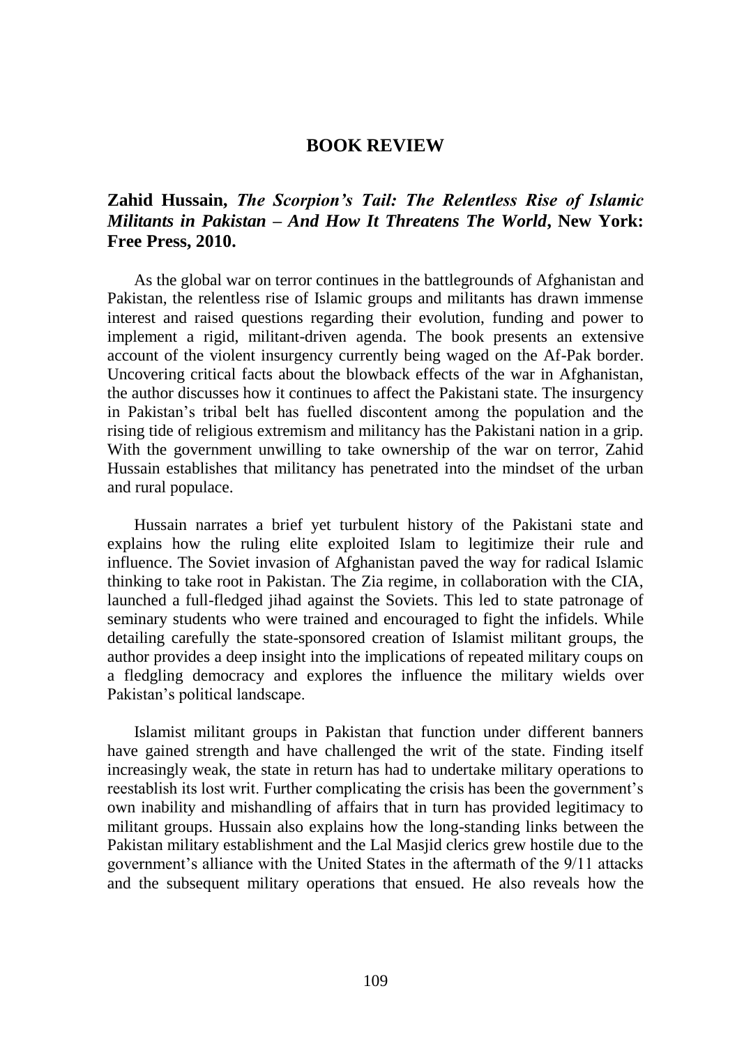# BOOK REVIEW

## Zahid Hussain, *The Scorpion's Tail: The Relentless Rise of Islamic Militants in Pakistan – And How It Threatens The World*, New York: Free Press, 2010.

As the global war on terror continues in the battlegrounds of Afghanistan and Pakistan, the relentless rise of Islamic groups and militants has drawn immense interest and raised questions regarding their evolution, funding and power to implement a rigid, militant-driven agenda. The book presents an extensive account of the violent insurgency currently being waged on the Af-Pak border. Uncovering critical facts about the blowback effects of the war in Afghanistan, the author discusses how it continues to affect the Pakistani state. The insurgency in Pakistan's tribal belt has fuelled discontent among the population and the rising tide of religious extremism and militancy has the Pakistani nation in a grip. With the government unwilling to take ownership of the war on terror, Zahid Hussain establishes that militancy has penetrated into the mindset of the urban and rural populace.

Hussain narrates a brief yet turbulent history of the Pakistani state and explains how the ruling elite exploited Islam to legitimize their rule and influence. The Soviet invasion of Afghanistan paved the way for radical Islamic thinking to take root in Pakistan. The Zia regime, in collaboration with the CIA, launched a full-fledged jihad against the Soviets. This led to state patronage of seminary students who were trained and encouraged to fight the infidels. While detailing carefully the state-sponsored creation of Islamist militant groups, the author provides a deep insight into the implications of repeated military coups on a fledgling democracy and explores the influence the military wields over Pakistan's political landscape.

Islamist militant groups in Pakistan that function under different banners have gained strength and have challenged the writ of the state. Finding itself increasingly weak, the state in return has had to undertake military operations to reestablish its lost writ. Further complicating the crisis has been the government's own inability and mishandling of affairs that in turn has provided legitimacy to militant groups. Hussain also explains how the long-standing links between the Pakistan military establishment and the Lal Masjid clerics grew hostile due to the government's alliance with the United States in the aftermath of the 9/11 attacks and the subsequent military operations that ensued. He also reveals how the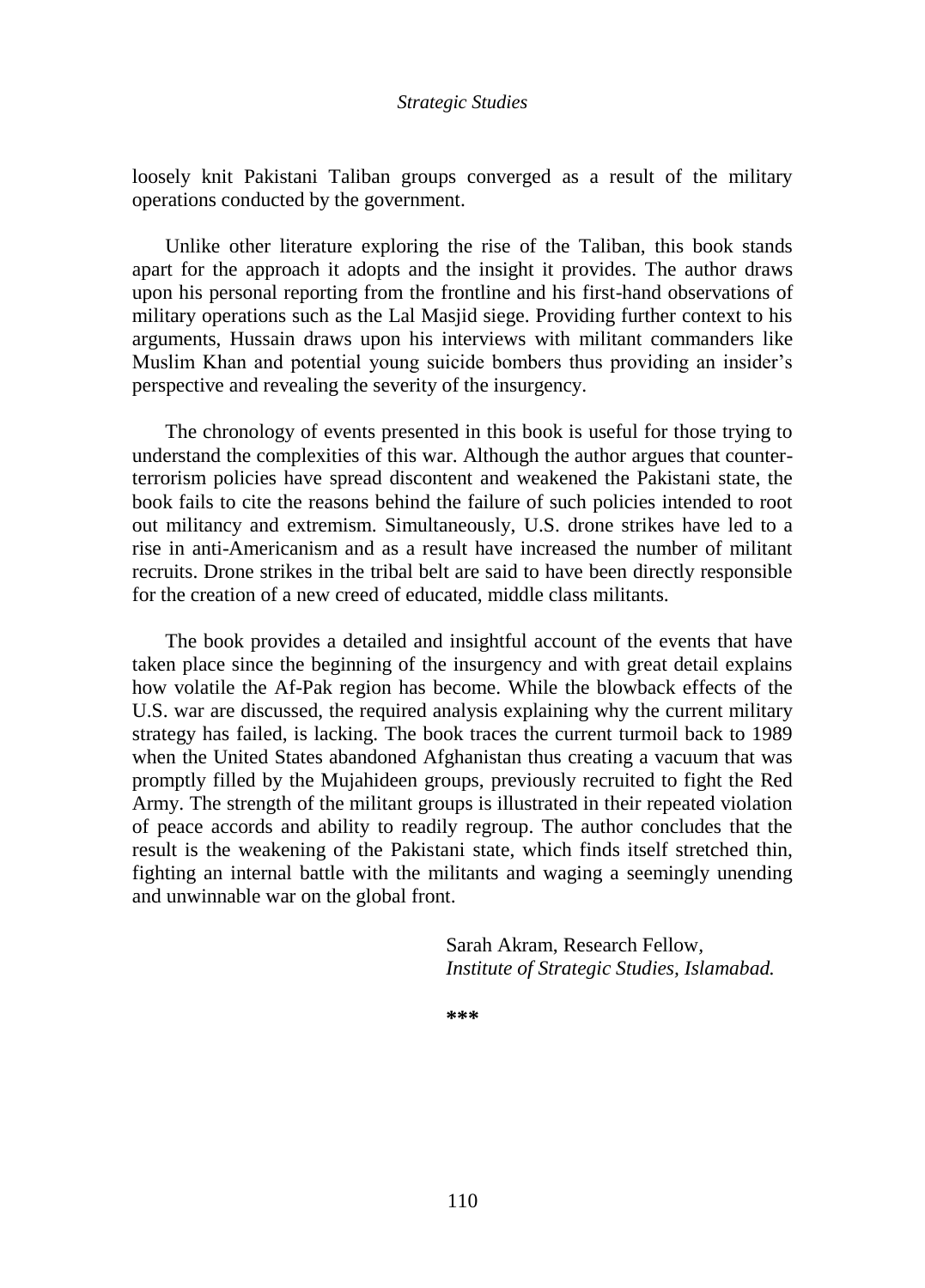loosely knit Pakistani Taliban groups converged as a result of the military operations conducted by the government.

Unlike other literature exploring the rise of the Taliban, this book stands apart for the approach it adopts and the insight it provides. The author draws upon his personal reporting from the frontline and his first-hand observations of military operations such as the Lal Masjid siege. Providing further context to his arguments, Hussain draws upon his interviews with militant commanders like Muslim Khan and potential young suicide bombers thus providing an insider's perspective and revealing the severity of the insurgency.

The chronology of events presented in this book is useful for those trying to understand the complexities of this war. Although the author argues that counter-terrorism policies have spread discontent and weakened the Pakistani state, the book fails to cite the reasons behind the failure of such policies intended to root out militancy and extremism. Simultaneously, U.S. drone strikes have led to a rise in anti-Americanism and as a result have increased the number of militant recruits. Drone strikes in the tribal belt are said to have been directly responsible for the creation of a new creed of educated, middle class militants.

The book provides a detailed and insightful account of the events that have taken place since the beginning of the insurgency and with great detail explains how volatile the Af-Pak region has become. While the blowback effects of the U.S. war are discussed, the required analysis explaining why the current military strategy has failed, is lacking. The book traces the current turmoil back to 1989 when the United States abandoned Afghanistan thus creating a vacuum that was promptly filled by the Mujahideen groups, previously recruited to fight the Red Army. The strength of the militant groups is illustrated in their repeated violation of peace accords and ability to readily regroup. The author concludes that the result is the weakening of the Pakistani state, which finds itself stretched thin, fighting an internal battle with the militants and waging a seemingly unending and unwinnable war on the global front.

Sarah Akram, Research Fellow,
*Institute of Strategic Studies, Islamabad.*

***